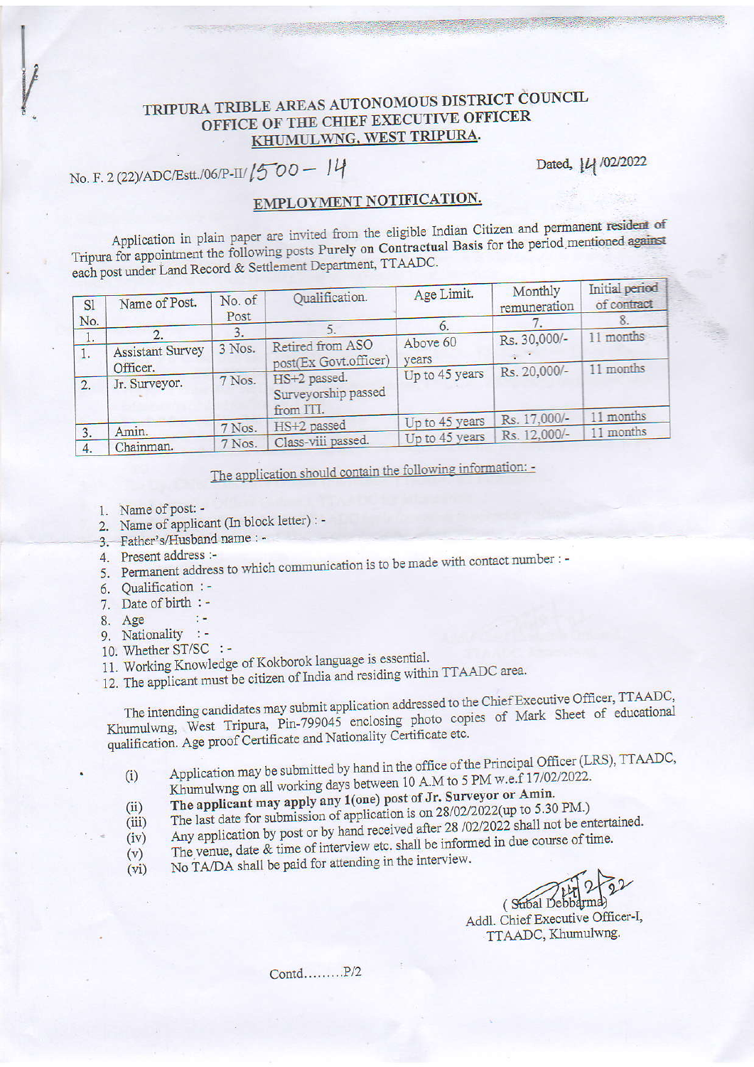# TRIPURA TRIBE AREAS AUTONOMOUS DISTRICT COUNCIL
## OFFICE OF THE CHIEF EXECUTIVE OFFICER
## KHUMULWNG, WEST TRIPURA.

No. F. 2 (22)/ADC/Estt./06/P-II/ 1500 – 14

Dated, 14 /02/2022

### EMPLOYMENT NOTIFICATION.

Application in plain paper are invited from the eligible Indian Citizen and permanent resident of Tripura for appointment the following posts **Purely on Contractual Basis** for the period mentioned against each post under Land Record & Settlement Department, TTAADC.

| Sl No. | Name of Post. | No. of Post | Qualification. | Age Limit. | Monthly remuneration | Initial period of contract |
|---|---|---|---|---|---|---|
| 1. | 2. | 3. | 5. | 6. | 7. | 8. |
| 1. | Assistant Survey Officer. | 3 Nos. | Retired from ASO post(Ex Govt.officer) | Above 60 years | Rs. 30,000/- | 11 months |
| 2. | Jr. Surveyor. | 7 Nos. | HS+2 passed. Surveyorship passed from ITI. | Up to 45 years | Rs. 20,000/- | 11 months |
| 3. | Amin. | 7 Nos. | HS+2 passed | Up to 45 years | Rs. 17,000/- | 11 months |
| 4. | Chainman. | 7 Nos. | Class-viii passed. | Up to 45 years | Rs. 12,000/- | 11 months |

The application should contain the following information: -

1. Name of post: -
2. Name of applicant (In block letter) : -
3. Father's/Husband name : -
4. Present address :-
5. Permanent address to which communication is to be made with contact number : -
6. Qualification : -
7. Date of birth : -
8. Age : -
9. Nationality : -
10. Whether ST/SC : -
11. Working Knowledge of Kokborok language is essential.
12. The applicant must be citizen of India and residing within TTAADC area.

The intending candidates may submit application addressed to the Chief Executive Officer, TTAADC, Khumulwng, West Tripura, Pin-799045 enclosing photo copies of Mark Sheet of educational qualification. Age proof Certificate and Nationality Certificate etc.

(i) Application may be submitted by hand in the office of the Principal Officer (LRS), TTAADC, Khumulwng on all working days between 10 A.M to 5 PM w.e.f 17/02/2022.
(ii) **The applicant may apply any 1(one) post of Jr. Surveyor or Amin.**
(iii) The last date for submission of application is on 28/02/2022(up to 5.30 PM.)
(iv) Any application by post or by hand received after 28 /02/2022 shall not be entertained.
(v) The venue, date & time of interview etc. shall be informed in due course of time.
(vi) No TA/DA shall be paid for attending in the interview.

( Subal Debbarma)
Addl. Chief Executive Officer-I,
TTAADC, Khumulwng.

Contd………P/2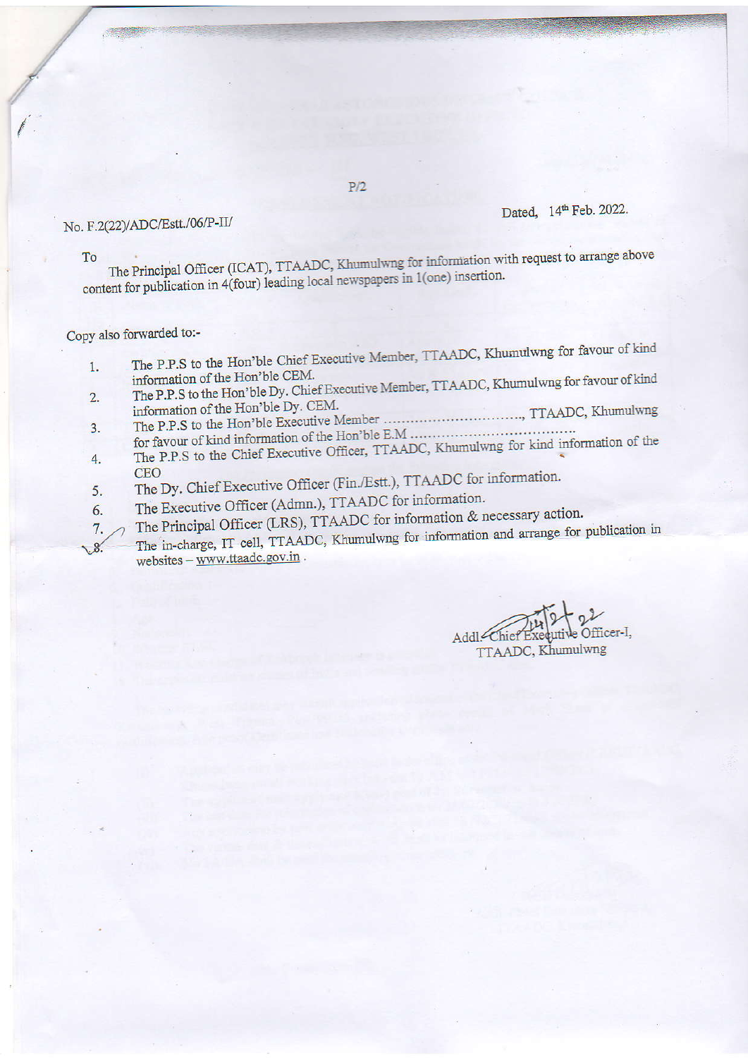P/2

No. F.2(22)/ADC/Estt./06/P-II/

Dated, 14th Feb. 2022.

To

The Principal Officer (ICAT), TTAADC, Khumulwng for information with request to arrange above content for publication in 4(four) leading local newspapers in 1(one) insertion.

Copy also forwarded to:-

1. The P.P.S to the Hon'ble Chief Executive Member, TTAADC, Khumulwng for favour of kind information of the Hon'ble CEM.
2. The P.P.S to the Hon'ble Dy. Chief Executive Member, TTAADC, Khumulwng for favour of kind information of the Hon'ble Dy. CEM.
3. The P.P.S to the Hon'ble Executive Member ……………………………, TTAADC, Khumulwng for favour of kind information of the Hon'ble E.M ………………………………….
4. The P.P.S to the Chief Executive Officer, TTAADC, Khumulwng for kind information of the CEO
5. The Dy. Chief Executive Officer (Fin./Estt.), TTAADC for information.
6. The Executive Officer (Admn.), TTAADC for information.
7. The Principal Officer (LRS), TTAADC for information & necessary action.
8. The in-charge, IT cell, TTAADC, Khumulwng for information and arrange for publication in websites – www.ttaadc.gov.in .

14/2/22

Addl. Chief Executive Officer-I,
TTAADC, Khumulwng